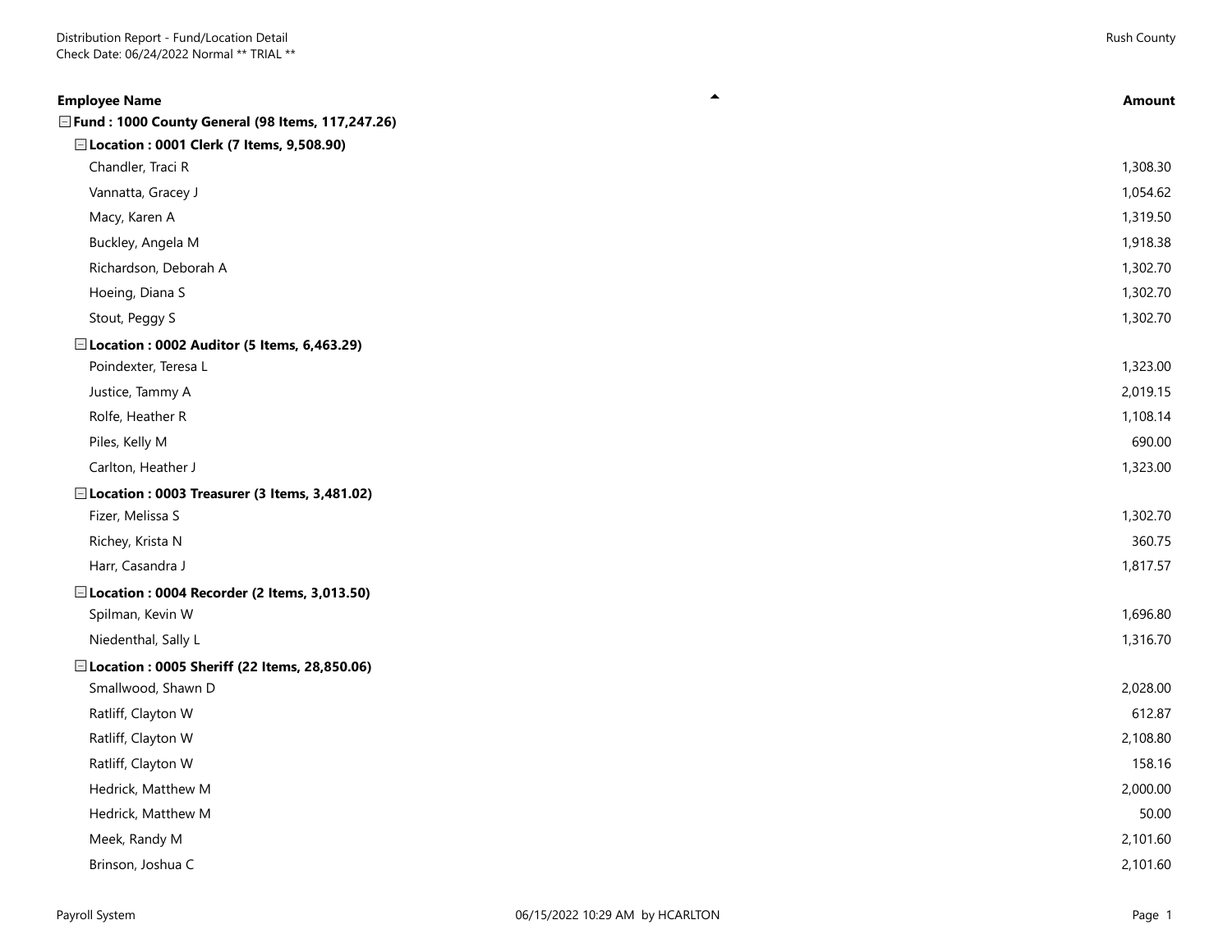Distribution Report - Fund/Location Detail
Check Date: 06/24/2022 Normal ** TRIAL **

Rush County

| Employee Name | Amount |
|---|---|
| **Fund : 1000 County General (98 Items, 117,247.26)** | |
| **Location : 0001 Clerk (7 Items, 9,508.90)** | |
| Chandler, Traci R | 1,308.30 |
| Vannatta, Gracey J | 1,054.62 |
| Macy, Karen A | 1,319.50 |
| Buckley, Angela M | 1,918.38 |
| Richardson, Deborah A | 1,302.70 |
| Hoeing, Diana S | 1,302.70 |
| Stout, Peggy S | 1,302.70 |
| **Location : 0002 Auditor (5 Items, 6,463.29)** | |
| Poindexter, Teresa L | 1,323.00 |
| Justice, Tammy A | 2,019.15 |
| Rolfe, Heather R | 1,108.14 |
| Piles, Kelly M | 690.00 |
| Carlton, Heather J | 1,323.00 |
| **Location : 0003 Treasurer (3 Items, 3,481.02)** | |
| Fizer, Melissa S | 1,302.70 |
| Richey, Krista N | 360.75 |
| Harr, Casandra J | 1,817.57 |
| **Location : 0004 Recorder (2 Items, 3,013.50)** | |
| Spilman, Kevin W | 1,696.80 |
| Niedenthal, Sally L | 1,316.70 |
| **Location : 0005 Sheriff (22 Items, 28,850.06)** | |
| Smallwood, Shawn D | 2,028.00 |
| Ratliff, Clayton W | 612.87 |
| Ratliff, Clayton W | 2,108.80 |
| Ratliff, Clayton W | 158.16 |
| Hedrick, Matthew M | 2,000.00 |
| Hedrick, Matthew M | 50.00 |
| Meek, Randy M | 2,101.60 |
| Brinson, Joshua C | 2,101.60 |

Payroll System 06/15/2022 10:29 AM by HCARLTON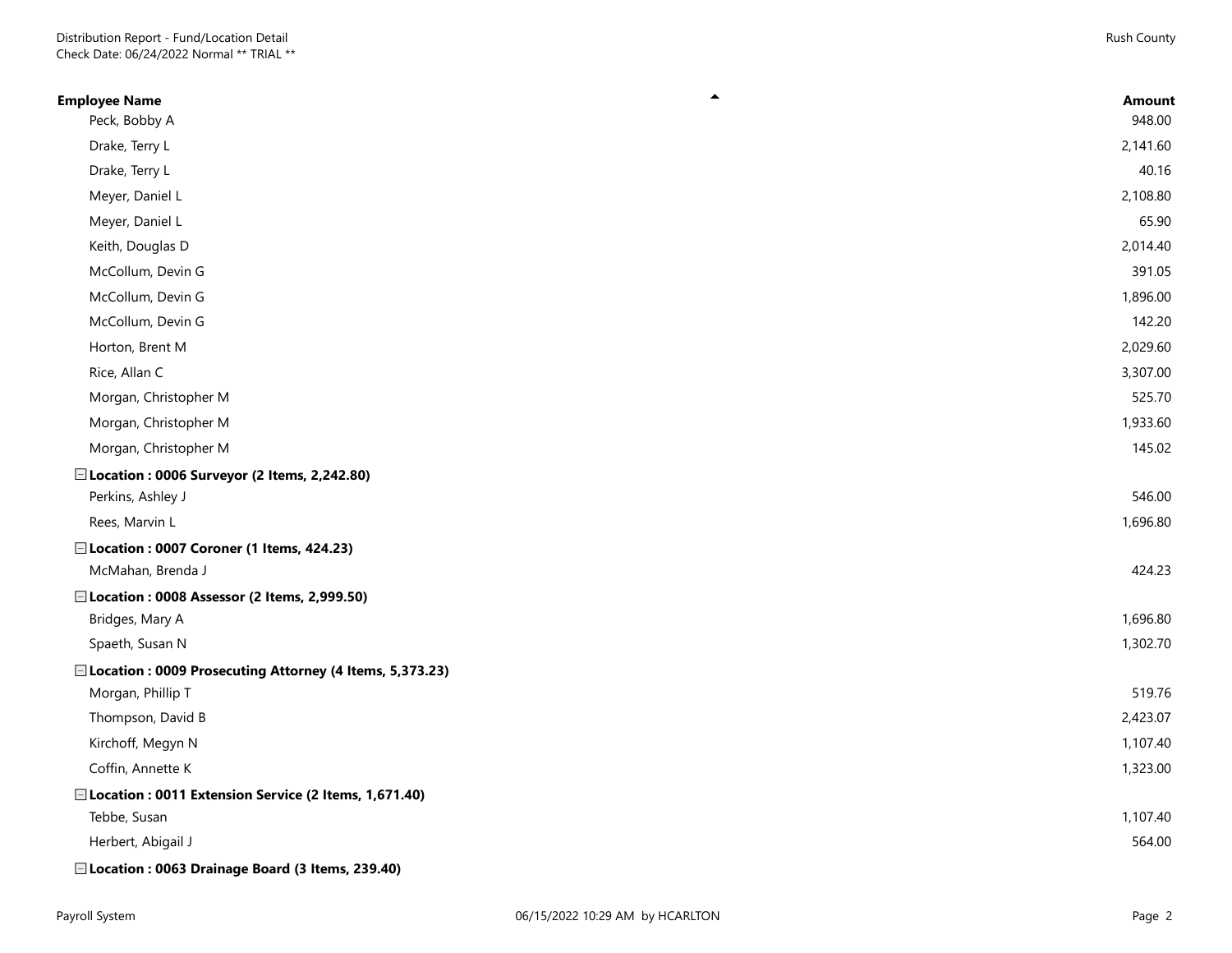| Employee Name | Amount |
|---|---|
| Peck, Bobby A | 948.00 |
| Drake, Terry L | 2,141.60 |
| Drake, Terry L | 40.16 |
| Meyer, Daniel L | 2,108.80 |
| Meyer, Daniel L | 65.90 |
| Keith, Douglas D | 2,014.40 |
| McCollum, Devin G | 391.05 |
| McCollum, Devin G | 1,896.00 |
| McCollum, Devin G | 142.20 |
| Horton, Brent M | 2,029.60 |
| Rice, Allan C | 3,307.00 |
| Morgan, Christopher M | 525.70 |
| Morgan, Christopher M | 1,933.60 |
| Morgan, Christopher M | 145.02 |
| **Location : 0006 Surveyor (2 Items, 2,242.80)** | |
| Perkins, Ashley J | 546.00 |
| Rees, Marvin L | 1,696.80 |
| **Location : 0007 Coroner (1 Items, 424.23)** | |
| McMahan, Brenda J | 424.23 |
| **Location : 0008 Assessor (2 Items, 2,999.50)** | |
| Bridges, Mary A | 1,696.80 |
| Spaeth, Susan N | 1,302.70 |
| **Location : 0009 Prosecuting Attorney (4 Items, 5,373.23)** | |
| Morgan, Phillip T | 519.76 |
| Thompson, David B | 2,423.07 |
| Kirchoff, Megyn N | 1,107.40 |
| Coffin, Annette K | 1,323.00 |
| **Location : 0011 Extension Service (2 Items, 1,671.40)** | |
| Tebbe, Susan | 1,107.40 |
| Herbert, Abigail J | 564.00 |
| **Location : 0063 Drainage Board (3 Items, 239.40)** | |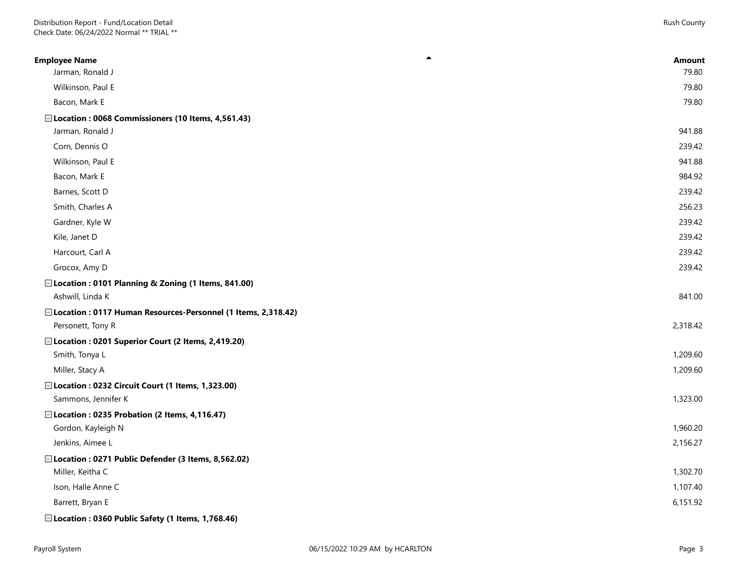| Employee Name | Amount |
|---|---|
| Jarman, Ronald J | 79.80 |
| Wilkinson, Paul E | 79.80 |
| Bacon, Mark E | 79.80 |
| **Location : 0068 Commissioners (10 Items, 4,561.43)** | |
| Jarman, Ronald J | 941.88 |
| Corn, Dennis O | 239.42 |
| Wilkinson, Paul E | 941.88 |
| Bacon, Mark E | 984.92 |
| Barnes, Scott D | 239.42 |
| Smith, Charles A | 256.23 |
| Gardner, Kyle W | 239.42 |
| Kile, Janet D | 239.42 |
| Harcourt, Carl A | 239.42 |
| Grocox, Amy D | 239.42 |
| **Location : 0101 Planning & Zoning (1 Items, 841.00)** | |
| Ashwill, Linda K | 841.00 |
| **Location : 0117 Human Resources-Personnel (1 Items, 2,318.42)** | |
| Personett, Tony R | 2,318.42 |
| **Location : 0201 Superior Court (2 Items, 2,419.20)** | |
| Smith, Tonya L | 1,209.60 |
| Miller, Stacy A | 1,209.60 |
| **Location : 0232 Circuit Court (1 Items, 1,323.00)** | |
| Sammons, Jennifer K | 1,323.00 |
| **Location : 0235 Probation (2 Items, 4,116.47)** | |
| Gordon, Kayleigh N | 1,960.20 |
| Jenkins, Aimee L | 2,156.27 |
| **Location : 0271 Public Defender (3 Items, 8,562.02)** | |
| Miller, Keitha C | 1,302.70 |
| Ison, Halle Anne C | 1,107.40 |
| Barrett, Bryan E | 6,151.92 |
| **Location : 0360 Public Safety (1 Items, 1,768.46)** | |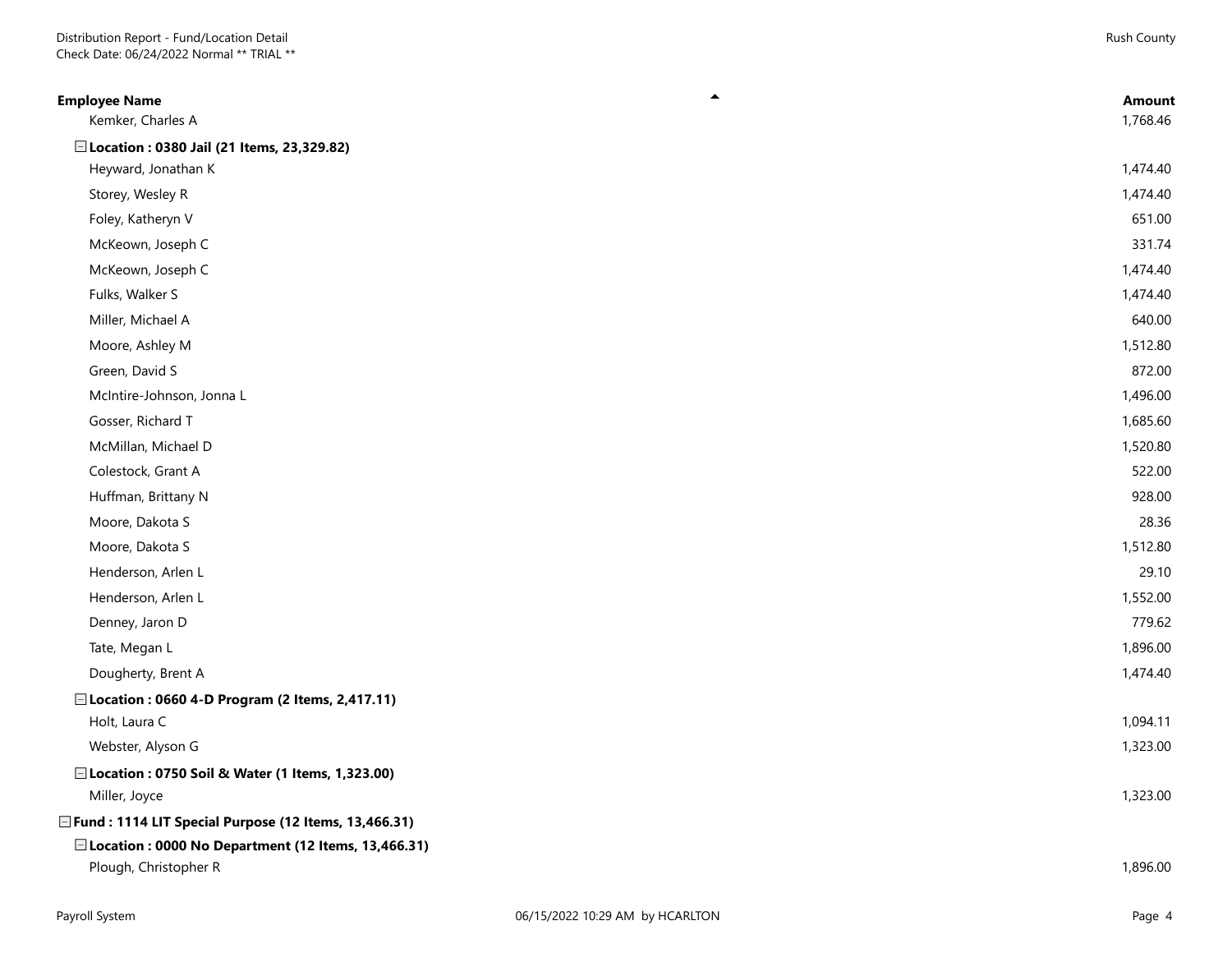| Employee Name | Amount |
|---|---|
| Kemker, Charles A | 1,768.46 |
| **Location : 0380 Jail (21 Items, 23,329.82)** | |
| Heyward, Jonathan K | 1,474.40 |
| Storey, Wesley R | 1,474.40 |
| Foley, Katheryn V | 651.00 |
| McKeown, Joseph C | 331.74 |
| McKeown, Joseph C | 1,474.40 |
| Fulks, Walker S | 1,474.40 |
| Miller, Michael A | 640.00 |
| Moore, Ashley M | 1,512.80 |
| Green, David S | 872.00 |
| McIntire-Johnson, Jonna L | 1,496.00 |
| Gosser, Richard T | 1,685.60 |
| McMillan, Michael D | 1,520.80 |
| Colestock, Grant A | 522.00 |
| Huffman, Brittany N | 928.00 |
| Moore, Dakota S | 28.36 |
| Moore, Dakota S | 1,512.80 |
| Henderson, Arlen L | 29.10 |
| Henderson, Arlen L | 1,552.00 |
| Denney, Jaron D | 779.62 |
| Tate, Megan L | 1,896.00 |
| Dougherty, Brent A | 1,474.40 |
| **Location : 0660 4-D Program (2 Items, 2,417.11)** | |
| Holt, Laura C | 1,094.11 |
| Webster, Alyson G | 1,323.00 |
| **Location : 0750 Soil & Water (1 Items, 1,323.00)** | |
| Miller, Joyce | 1,323.00 |
| **Fund : 1114 LIT Special Purpose (12 Items, 13,466.31)** | |
| **Location : 0000 No Department (12 Items, 13,466.31)** | |
| Plough, Christopher R | 1,896.00 |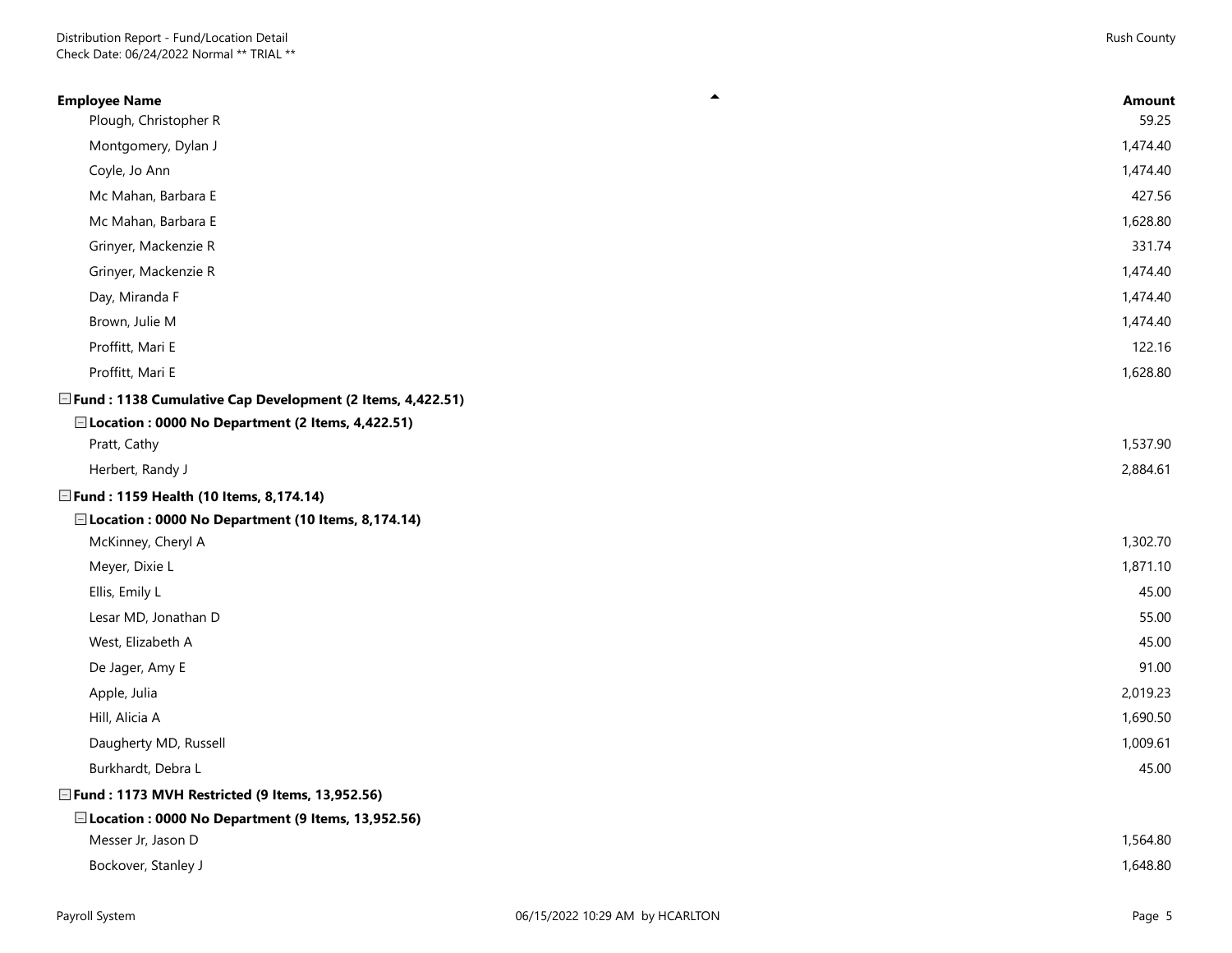| Employee Name | Amount |
|---|---|
| Plough, Christopher R | 59.25 |
| Montgomery, Dylan J | 1,474.40 |
| Coyle, Jo Ann | 1,474.40 |
| Mc Mahan, Barbara E | 427.56 |
| Mc Mahan, Barbara E | 1,628.80 |
| Grinyer, Mackenzie R | 331.74 |
| Grinyer, Mackenzie R | 1,474.40 |
| Day, Miranda F | 1,474.40 |
| Brown, Julie M | 1,474.40 |
| Proffitt, Mari E | 122.16 |
| Proffitt, Mari E | 1,628.80 |
| **Fund : 1138 Cumulative Cap Development (2 Items, 4,422.51)** | |
| **Location : 0000 No Department (2 Items, 4,422.51)** | |
| Pratt, Cathy | 1,537.90 |
| Herbert, Randy J | 2,884.61 |
| **Fund : 1159 Health (10 Items, 8,174.14)** | |
| **Location : 0000 No Department (10 Items, 8,174.14)** | |
| McKinney, Cheryl A | 1,302.70 |
| Meyer, Dixie L | 1,871.10 |
| Ellis, Emily L | 45.00 |
| Lesar MD, Jonathan D | 55.00 |
| West, Elizabeth A | 45.00 |
| De Jager, Amy E | 91.00 |
| Apple, Julia | 2,019.23 |
| Hill, Alicia A | 1,690.50 |
| Daugherty MD, Russell | 1,009.61 |
| Burkhardt, Debra L | 45.00 |
| **Fund : 1173 MVH Restricted (9 Items, 13,952.56)** | |
| **Location : 0000 No Department (9 Items, 13,952.56)** | |
| Messer Jr, Jason D | 1,564.80 |
| Bockover, Stanley J | 1,648.80 |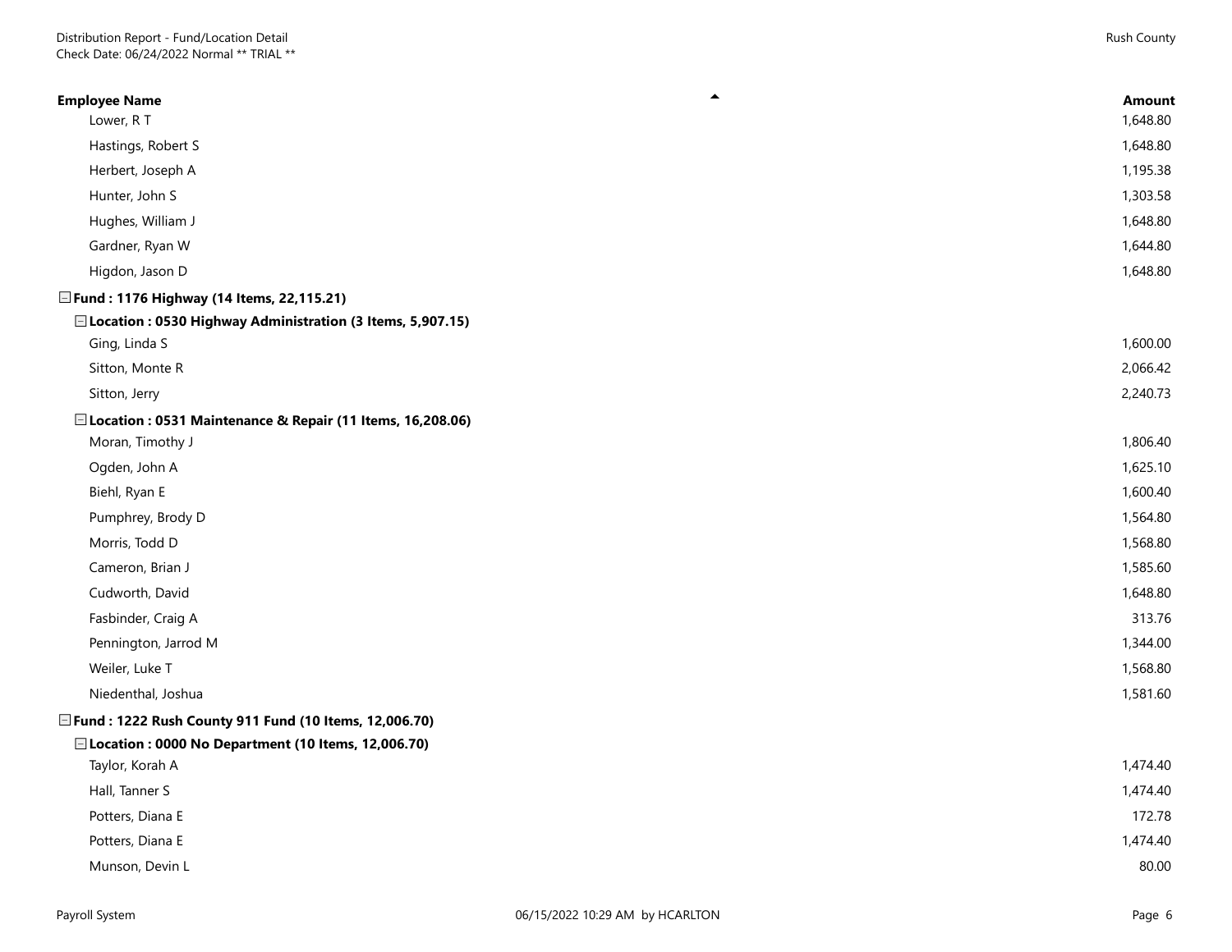| Employee Name | Amount |
|---|---|
| Lower, R T | 1,648.80 |
| Hastings, Robert S | 1,648.80 |
| Herbert, Joseph A | 1,195.38 |
| Hunter, John S | 1,303.58 |
| Hughes, William J | 1,648.80 |
| Gardner, Ryan W | 1,644.80 |
| Higdon, Jason D | 1,648.80 |
| **Fund : 1176 Highway (14 Items, 22,115.21)** | |
| **Location : 0530 Highway Administration (3 Items, 5,907.15)** | |
| Ging, Linda S | 1,600.00 |
| Sitton, Monte R | 2,066.42 |
| Sitton, Jerry | 2,240.73 |
| **Location : 0531 Maintenance & Repair (11 Items, 16,208.06)** | |
| Moran, Timothy J | 1,806.40 |
| Ogden, John A | 1,625.10 |
| Biehl, Ryan E | 1,600.40 |
| Pumphrey, Brody D | 1,564.80 |
| Morris, Todd D | 1,568.80 |
| Cameron, Brian J | 1,585.60 |
| Cudworth, David | 1,648.80 |
| Fasbinder, Craig A | 313.76 |
| Pennington, Jarrod M | 1,344.00 |
| Weiler, Luke T | 1,568.80 |
| Niedenthal, Joshua | 1,581.60 |
| **Fund : 1222 Rush County 911 Fund (10 Items, 12,006.70)** | |
| **Location : 0000 No Department (10 Items, 12,006.70)** | |
| Taylor, Korah A | 1,474.40 |
| Hall, Tanner S | 1,474.40 |
| Potters, Diana E | 172.78 |
| Potters, Diana E | 1,474.40 |
| Munson, Devin L | 80.00 |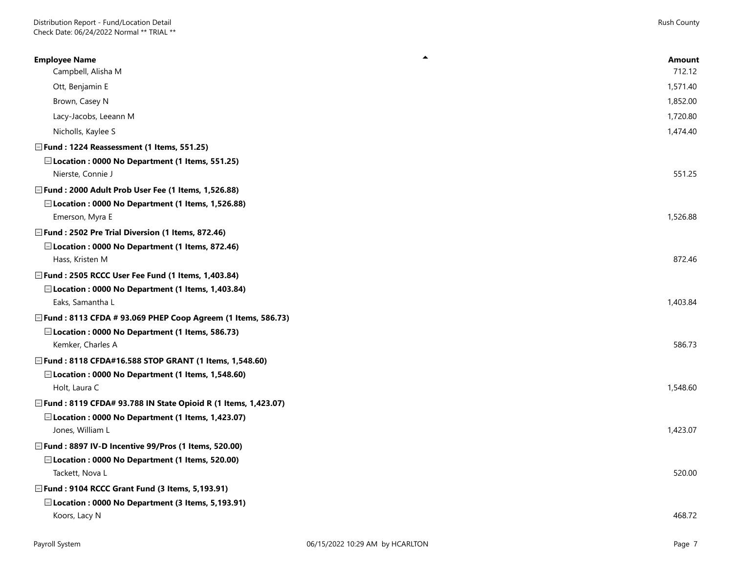| Employee Name | Amount |
|---|---|
| Campbell, Alisha M | 712.12 |
| Ott, Benjamin E | 1,571.40 |
| Brown, Casey N | 1,852.00 |
| Lacy-Jacobs, Leeann M | 1,720.80 |
| Nicholls, Kaylee S | 1,474.40 |
| **Fund : 1224 Reassessment (1 Items, 551.25)** | |
| **Location : 0000 No Department (1 Items, 551.25)** | |
| Nierste, Connie J | 551.25 |
| **Fund : 2000 Adult Prob User Fee (1 Items, 1,526.88)** | |
| **Location : 0000 No Department (1 Items, 1,526.88)** | |
| Emerson, Myra E | 1,526.88 |
| **Fund : 2502 Pre Trial Diversion (1 Items, 872.46)** | |
| **Location : 0000 No Department (1 Items, 872.46)** | |
| Hass, Kristen M | 872.46 |
| **Fund : 2505 RCCC User Fee Fund (1 Items, 1,403.84)** | |
| **Location : 0000 No Department (1 Items, 1,403.84)** | |
| Eaks, Samantha L | 1,403.84 |
| **Fund : 8113 CFDA # 93.069 PHEP Coop Agreem (1 Items, 586.73)** | |
| **Location : 0000 No Department (1 Items, 586.73)** | |
| Kemker, Charles A | 586.73 |
| **Fund : 8118 CFDA#16.588 STOP GRANT (1 Items, 1,548.60)** | |
| **Location : 0000 No Department (1 Items, 1,548.60)** | |
| Holt, Laura C | 1,548.60 |
| **Fund : 8119 CFDA# 93.788 IN State Opioid R (1 Items, 1,423.07)** | |
| **Location : 0000 No Department (1 Items, 1,423.07)** | |
| Jones, William L | 1,423.07 |
| **Fund : 8897 IV-D Incentive 99/Pros (1 Items, 520.00)** | |
| **Location : 0000 No Department (1 Items, 520.00)** | |
| Tackett, Nova L | 520.00 |
| **Fund : 9104 RCCC Grant Fund (3 Items, 5,193.91)** | |
| **Location : 0000 No Department (3 Items, 5,193.91)** | |
| Koors, Lacy N | 468.72 |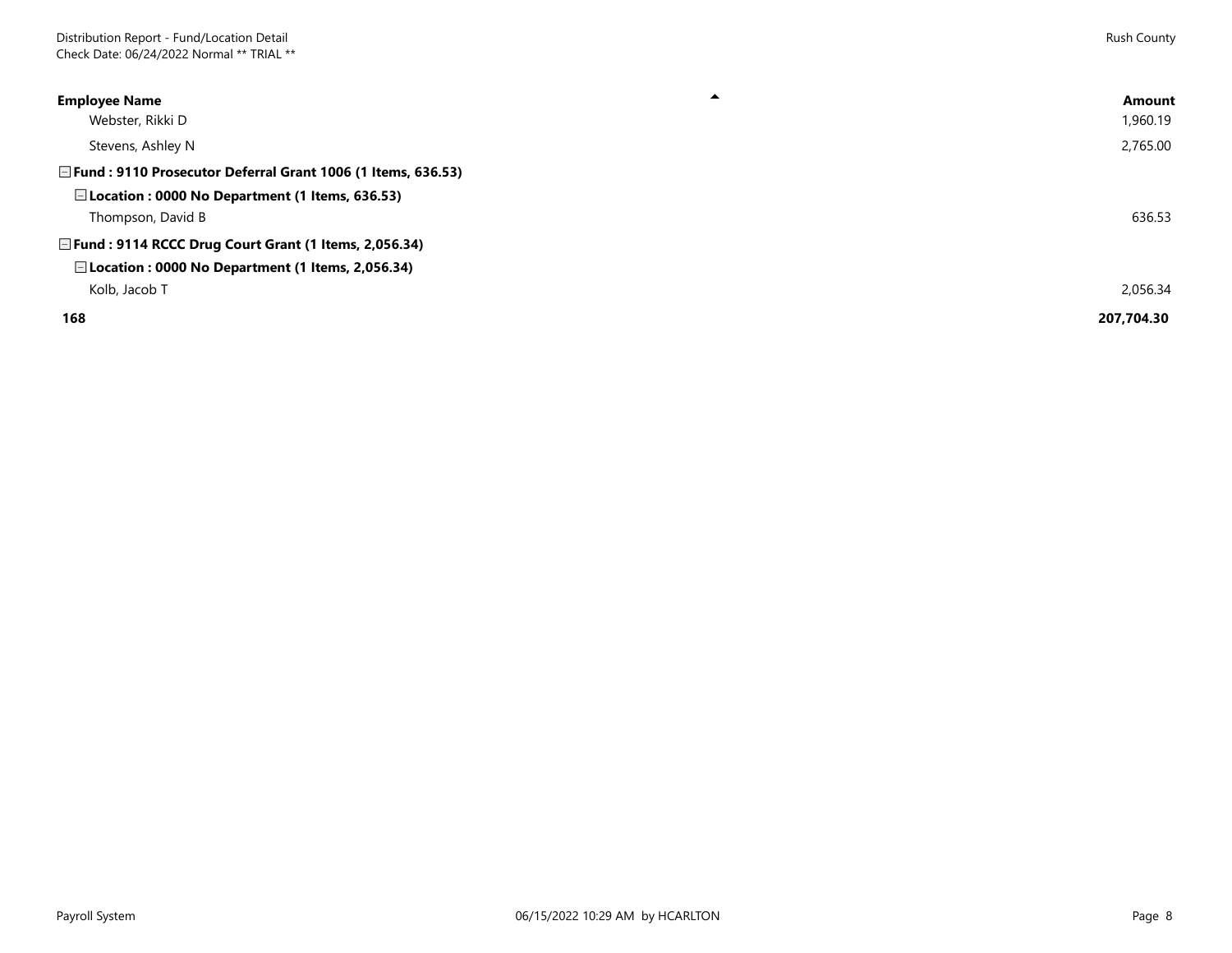| Employee Name | Amount |
| --- | --- |
| Webster, Rikki D | 1,960.19 |
| Stevens, Ashley N | 2,765.00 |
| **Fund : 9110 Prosecutor Deferral Grant 1006 (1 Items, 636.53)** | |
| **Location : 0000 No Department (1 Items, 636.53)** | |
| Thompson, David B | 636.53 |
| **Fund : 9114 RCCC Drug Court Grant (1 Items, 2,056.34)** | |
| **Location : 0000 No Department (1 Items, 2,056.34)** | |
| Kolb, Jacob T | 2,056.34 |
| **168** | **207,704.30** |